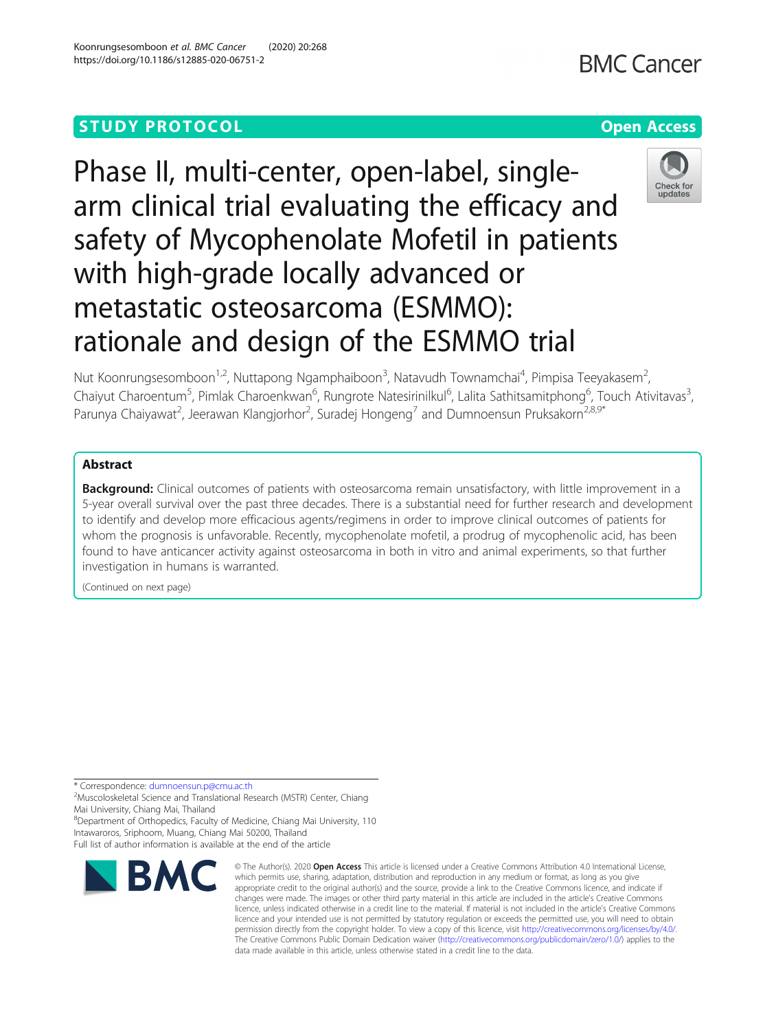STUDY PROTOCOL

Open Access

# Phase II, multi-center, open-label, single-arm clinical trial evaluating the efficacy and safety of Mycophenolate Mofetil in patients with high-grade locally advanced or metastatic osteosarcoma (ESMMO): rationale and design of the ESMMO trial

Nut Koonrungsesomboon[1,2], Nuttapong Ngamphaiboon[3], Natavudh Townamchai[4], Pimpisa Teeyakasem[2], Chaiyut Charoentum[5], Pimlak Charoenkwan[6], Rungrote Natesirinilkul[6], Lalita Sathitsamitphong[6], Touch Ativitavas[3], Parunya Chaiyawat[2], Jeerawan Klangjorhor[2], Suradej Hongeng[7] and Dumnoensun Pruksakorn[2,8,9*]

## Abstract

**Background:** Clinical outcomes of patients with osteosarcoma remain unsatisfactory, with little improvement in a 5-year overall survival over the past three decades. There is a substantial need for further research and development to identify and develop more efficacious agents/regimens in order to improve clinical outcomes of patients for whom the prognosis is unfavorable. Recently, mycophenolate mofetil, a prodrug of mycophenolic acid, has been found to have anticancer activity against osteosarcoma in both in vitro and animal experiments, so that further investigation in humans is warranted.

(Continued on next page)

\* Correspondence: dumnoensun.p@cmu.ac.th

[2]Muscoloskeletal Science and Translational Research (MSTR) Center, Chiang Mai University, Chiang Mai, Thailand

[8]Department of Orthopedics, Faculty of Medicine, Chiang Mai University, 110 Intawaroros, Sriphoom, Muang, Chiang Mai 50200, Thailand

Full list of author information is available at the end of the article

© The Author(s). 2020 **Open Access** This article is licensed under a Creative Commons Attribution 4.0 International License, which permits use, sharing, adaptation, distribution and reproduction in any medium or format, as long as you give appropriate credit to the original author(s) and the source, provide a link to the Creative Commons licence, and indicate if changes were made. The images or other third party material in this article are included in the article's Creative Commons licence, unless indicated otherwise in a credit line to the material. If material is not included in the article's Creative Commons licence and your intended use is not permitted by statutory regulation or exceeds the permitted use, you will need to obtain permission directly from the copyright holder. To view a copy of this licence, visit http://creativecommons.org/licenses/by/4.0/. The Creative Commons Public Domain Dedication waiver (http://creativecommons.org/publicdomain/zero/1.0/) applies to the data made available in this article, unless otherwise stated in a credit line to the data.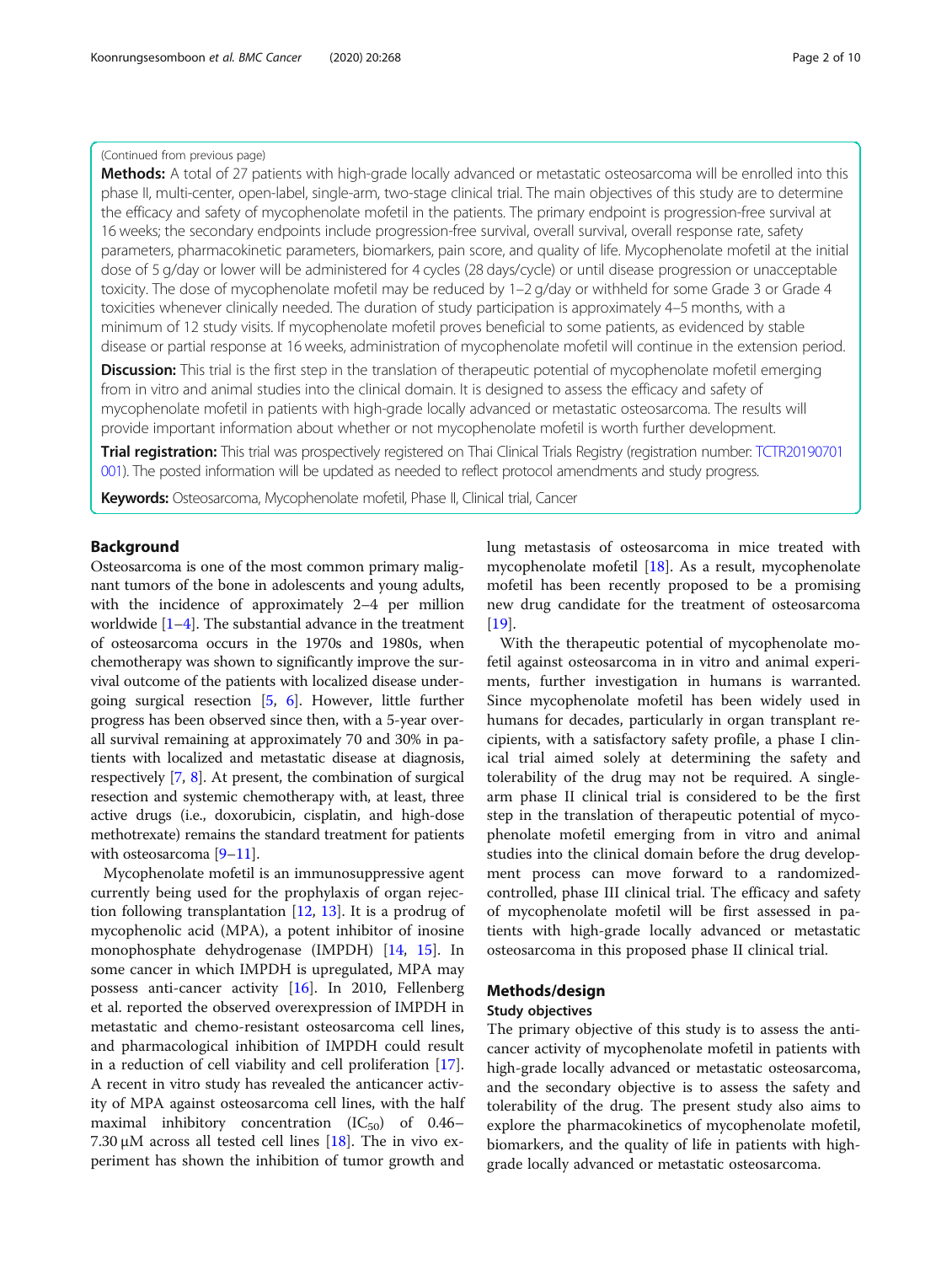(Continued from previous page)

**Methods:** A total of 27 patients with high-grade locally advanced or metastatic osteosarcoma will be enrolled into this phase II, multi-center, open-label, single-arm, two-stage clinical trial. The main objectives of this study are to determine the efficacy and safety of mycophenolate mofetil in the patients. The primary endpoint is progression-free survival at 16 weeks; the secondary endpoints include progression-free survival, overall survival, overall response rate, safety parameters, pharmacokinetic parameters, biomarkers, pain score, and quality of life. Mycophenolate mofetil at the initial dose of 5 g/day or lower will be administered for 4 cycles (28 days/cycle) or until disease progression or unacceptable toxicity. The dose of mycophenolate mofetil may be reduced by 1–2 g/day or withheld for some Grade 3 or Grade 4 toxicities whenever clinically needed. The duration of study participation is approximately 4–5 months, with a minimum of 12 study visits. If mycophenolate mofetil proves beneficial to some patients, as evidenced by stable disease or partial response at 16 weeks, administration of mycophenolate mofetil will continue in the extension period.

**Discussion:** This trial is the first step in the translation of therapeutic potential of mycophenolate mofetil emerging from in vitro and animal studies into the clinical domain. It is designed to assess the efficacy and safety of mycophenolate mofetil in patients with high-grade locally advanced or metastatic osteosarcoma. The results will provide important information about whether or not mycophenolate mofetil is worth further development.

**Trial registration:** This trial was prospectively registered on Thai Clinical Trials Registry (registration number: TCTR20190701001). The posted information will be updated as needed to reflect protocol amendments and study progress.

**Keywords:** Osteosarcoma, Mycophenolate mofetil, Phase II, Clinical trial, Cancer

## Background

Osteosarcoma is one of the most common primary malignant tumors of the bone in adolescents and young adults, with the incidence of approximately 2–4 per million worldwide [1–4]. The substantial advance in the treatment of osteosarcoma occurs in the 1970s and 1980s, when chemotherapy was shown to significantly improve the survival outcome of the patients with localized disease undergoing surgical resection [5, 6]. However, little further progress has been observed since then, with a 5-year overall survival remaining at approximately 70 and 30% in patients with localized and metastatic disease at diagnosis, respectively [7, 8]. At present, the combination of surgical resection and systemic chemotherapy with, at least, three active drugs (i.e., doxorubicin, cisplatin, and high-dose methotrexate) remains the standard treatment for patients with osteosarcoma [9–11].

Mycophenolate mofetil is an immunosuppressive agent currently being used for the prophylaxis of organ rejection following transplantation [12, 13]. It is a prodrug of mycophenolic acid (MPA), a potent inhibitor of inosine monophosphate dehydrogenase (IMPDH) [14, 15]. In some cancer in which IMPDH is upregulated, MPA may possess anti-cancer activity [16]. In 2010, Fellenberg et al. reported the observed overexpression of IMPDH in metastatic and chemo-resistant osteosarcoma cell lines, and pharmacological inhibition of IMPDH could result in a reduction of cell viability and cell proliferation [17]. A recent in vitro study has revealed the anticancer activity of MPA against osteosarcoma cell lines, with the half maximal inhibitory concentration ($IC_{50}$) of 0.46–7.30 μM across all tested cell lines [18]. The in vivo experiment has shown the inhibition of tumor growth and lung metastasis of osteosarcoma in mice treated with mycophenolate mofetil [18]. As a result, mycophenolate mofetil has been recently proposed to be a promising new drug candidate for the treatment of osteosarcoma [19].

With the therapeutic potential of mycophenolate mofetil against osteosarcoma in in vitro and animal experiments, further investigation in humans is warranted. Since mycophenolate mofetil has been widely used in humans for decades, particularly in organ transplant recipients, with a satisfactory safety profile, a phase I clinical trial aimed solely at determining the safety and tolerability of the drug may not be required. A single-arm phase II clinical trial is considered to be the first step in the translation of therapeutic potential of mycophenolate mofetil emerging from in vitro and animal studies into the clinical domain before the drug development process can move forward to a randomized-controlled, phase III clinical trial. The efficacy and safety of mycophenolate mofetil will be first assessed in patients with high-grade locally advanced or metastatic osteosarcoma in this proposed phase II clinical trial.

## Methods/design

### Study objectives

The primary objective of this study is to assess the anticancer activity of mycophenolate mofetil in patients with high-grade locally advanced or metastatic osteosarcoma, and the secondary objective is to assess the safety and tolerability of the drug. The present study also aims to explore the pharmacokinetics of mycophenolate mofetil, biomarkers, and the quality of life in patients with high-grade locally advanced or metastatic osteosarcoma.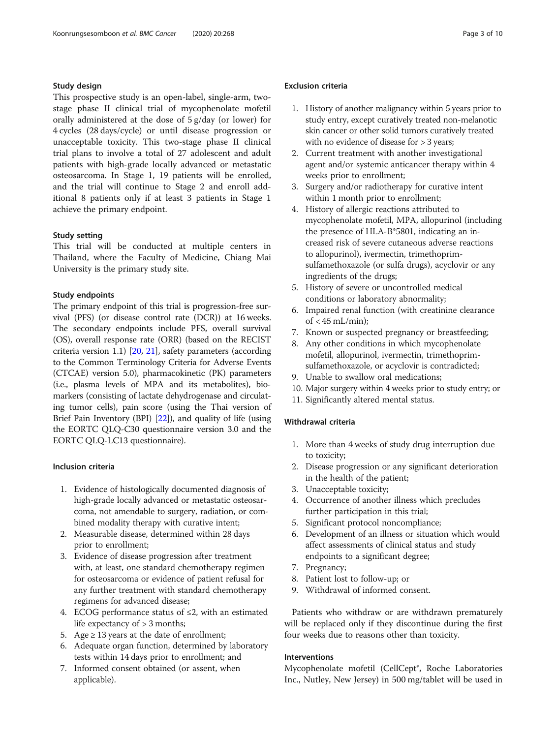### Study design

This prospective study is an open-label, single-arm, two-stage phase II clinical trial of mycophenolate mofetil orally administered at the dose of 5 g/day (or lower) for 4 cycles (28 days/cycle) or until disease progression or unacceptable toxicity. This two-stage phase II clinical trial plans to involve a total of 27 adolescent and adult patients with high-grade locally advanced or metastatic osteosarcoma. In Stage 1, 19 patients will be enrolled, and the trial will continue to Stage 2 and enroll additional 8 patients only if at least 3 patients in Stage 1 achieve the primary endpoint.

### Study setting

This trial will be conducted at multiple centers in Thailand, where the Faculty of Medicine, Chiang Mai University is the primary study site.

### Study endpoints

The primary endpoint of this trial is progression-free survival (PFS) (or disease control rate (DCR)) at 16 weeks. The secondary endpoints include PFS, overall survival (OS), overall response rate (ORR) (based on the RECIST criteria version 1.1) [20, 21], safety parameters (according to the Common Terminology Criteria for Adverse Events (CTCAE) version 5.0), pharmacokinetic (PK) parameters (i.e., plasma levels of MPA and its metabolites), biomarkers (consisting of lactate dehydrogenase and circulating tumor cells), pain score (using the Thai version of Brief Pain Inventory (BPI) [22]), and quality of life (using the EORTC QLQ-C30 questionnaire version 3.0 and the EORTC QLQ-LC13 questionnaire).

### Inclusion criteria

1. Evidence of histologically documented diagnosis of high-grade locally advanced or metastatic osteosarcoma, not amendable to surgery, radiation, or combined modality therapy with curative intent;
2. Measurable disease, determined within 28 days prior to enrollment;
3. Evidence of disease progression after treatment with, at least, one standard chemotherapy regimen for osteosarcoma or evidence of patient refusal for any further treatment with standard chemotherapy regimens for advanced disease;
4. ECOG performance status of ≤2, with an estimated life expectancy of > 3 months;
5. Age ≥ 13 years at the date of enrollment;
6. Adequate organ function, determined by laboratory tests within 14 days prior to enrollment; and
7. Informed consent obtained (or assent, when applicable).

### Exclusion criteria

1. History of another malignancy within 5 years prior to study entry, except curatively treated non-melanotic skin cancer or other solid tumors curatively treated with no evidence of disease for > 3 years;
2. Current treatment with another investigational agent and/or systemic anticancer therapy within 4 weeks prior to enrollment;
3. Surgery and/or radiotherapy for curative intent within 1 month prior to enrollment;
4. History of allergic reactions attributed to mycophenolate mofetil, MPA, allopurinol (including the presence of HLA-B*5801, indicating an increased risk of severe cutaneous adverse reactions to allopurinol), ivermectin, trimethoprim-sulfamethoxazole (or sulfa drugs), acyclovir or any ingredients of the drugs;
5. History of severe or uncontrolled medical conditions or laboratory abnormality;
6. Impaired renal function (with creatinine clearance of < 45 mL/min);
7. Known or suspected pregnancy or breastfeeding;
8. Any other conditions in which mycophenolate mofetil, allopurinol, ivermectin, trimethoprim-sulfamethoxazole, or acyclovir is contradicted;
9. Unable to swallow oral medications;
10. Major surgery within 4 weeks prior to study entry; or
11. Significantly altered mental status.

### Withdrawal criteria

1. More than 4 weeks of study drug interruption due to toxicity;
2. Disease progression or any significant deterioration in the health of the patient;
3. Unacceptable toxicity;
4. Occurrence of another illness which precludes further participation in this trial;
5. Significant protocol noncompliance;
6. Development of an illness or situation which would affect assessments of clinical status and study endpoints to a significant degree;
7. Pregnancy;
8. Patient lost to follow-up; or
9. Withdrawal of informed consent.

Patients who withdraw or are withdrawn prematurely will be replaced only if they discontinue during the first four weeks due to reasons other than toxicity.

### Interventions

Mycophenolate mofetil (CellCept®, Roche Laboratories Inc., Nutley, New Jersey) in 500 mg/tablet will be used in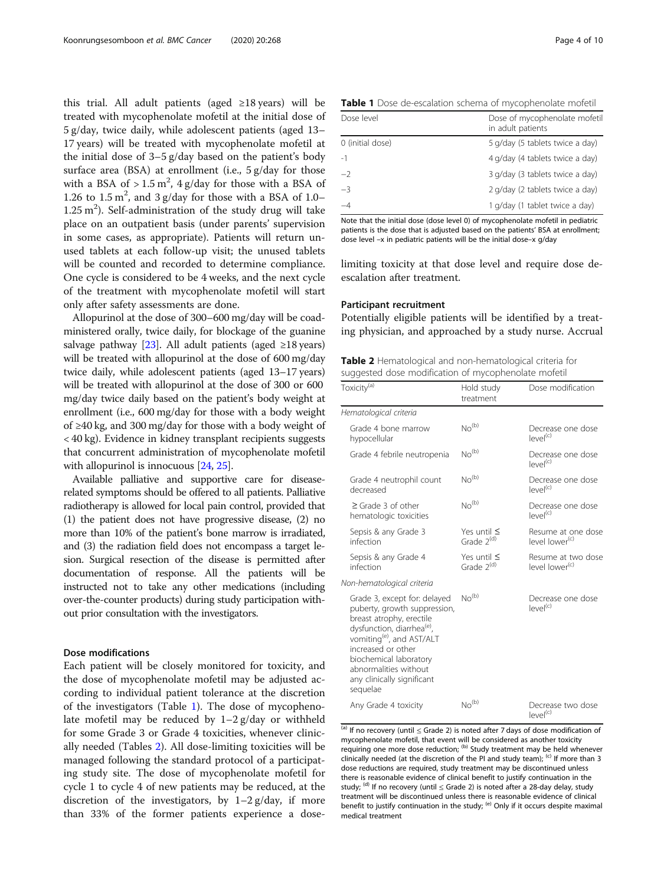this trial. All adult patients (aged ≥18 years) will be treated with mycophenolate mofetil at the initial dose of 5 g/day, twice daily, while adolescent patients (aged 13–17 years) will be treated with mycophenolate mofetil at the initial dose of 3–5 g/day based on the patient's body surface area (BSA) at enrollment (i.e., 5 g/day for those with a BSA of > 1.5 $m^2$, 4 g/day for those with a BSA of 1.26 to 1.5 $m^2$, and 3 g/day for those with a BSA of 1.0–1.25 $m^2$). Self-administration of the study drug will take place on an outpatient basis (under parents' supervision in some cases, as appropriate). Patients will return unused tablets at each follow-up visit; the unused tablets will be counted and recorded to determine compliance. One cycle is considered to be 4 weeks, and the next cycle of the treatment with mycophenolate mofetil will start only after safety assessments are done.

Allopurinol at the dose of 300–600 mg/day will be coadministered orally, twice daily, for blockage of the guanine salvage pathway [23]. All adult patients (aged ≥18 years) will be treated with allopurinol at the dose of 600 mg/day twice daily, while adolescent patients (aged 13–17 years) will be treated with allopurinol at the dose of 300 or 600 mg/day twice daily based on the patient's body weight at enrollment (i.e., 600 mg/day for those with a body weight of ≥40 kg, and 300 mg/day for those with a body weight of < 40 kg). Evidence in kidney transplant recipients suggests that concurrent administration of mycophenolate mofetil with allopurinol is innocuous [24, 25].

Available palliative and supportive care for disease-related symptoms should be offered to all patients. Palliative radiotherapy is allowed for local pain control, provided that (1) the patient does not have progressive disease, (2) no more than 10% of the patient's bone marrow is irradiated, and (3) the radiation field does not encompass a target lesion. Surgical resection of the disease is permitted after documentation of response. All the patients will be instructed not to take any other medications (including over-the-counter products) during study participation without prior consultation with the investigators.

### Dose modifications

Each patient will be closely monitored for toxicity, and the dose of mycophenolate mofetil may be adjusted according to individual patient tolerance at the discretion of the investigators (Table 1). The dose of mycophenolate mofetil may be reduced by 1–2 g/day or withheld for some Grade 3 or Grade 4 toxicities, whenever clinically needed (Tables 2). All dose-limiting toxicities will be managed following the standard protocol of a participating study site. The dose of mycophenolate mofetil for cycle 1 to cycle 4 of new patients may be reduced, at the discretion of the investigators, by 1–2 g/day, if more than 33% of the former patients experience a dose-limiting toxicity at that dose level and require dose de-escalation after treatment.

**Table 1** Dose de-escalation schema of mycophenolate mofetil

| Dose level | Dose of mycophenolate mofetil in adult patients |
|---|---|
| 0 (initial dose) | 5 g/day (5 tablets twice a day) |
| -1 | 4 g/day (4 tablets twice a day) |
| −2 | 3 g/day (3 tablets twice a day) |
| −3 | 2 g/day (2 tablets twice a day) |
| −4 | 1 g/day (1 tablet twice a day) |

Note that the initial dose (dose level 0) of mycophenolate mofetil in pediatric patients is the dose that is adjusted based on the patients' BSA at enrollment; dose level –x in pediatric patients will be the initial dose–x g/day

### Participant recruitment

Potentially eligible patients will be identified by a treating physician, and approached by a study nurse. Accrual

**Table 2** Hematological and non-hematological criteria for suggested dose modification of mycophenolate mofetil

| Toxicity[(a)] | Hold study treatment | Dose modification |
|---|---|---|
| *Hematological criteria* | | |
| Grade 4 bone marrow hypocellular | No[(b)] | Decrease one dose level[(c)] |
| Grade 4 febrile neutropenia | No[(b)] | Decrease one dose level[(c)] |
| Grade 4 neutrophil count decreased | No[(b)] | Decrease one dose level[(c)] |
| ≥ Grade 3 of other hematologic toxicities | No[(b)] | Decrease one dose level[(c)] |
| Sepsis & any Grade 3 infection | Yes until ≤ Grade 2[(d)] | Resume at one dose level lower[(c)] |
| Sepsis & any Grade 4 infection | Yes until ≤ Grade 2[(d)] | Resume at two dose level lower[(c)] |
| *Non-hematological criteria* | | |
| Grade 3, except for: delayed puberty, growth suppression, breast atrophy, erectile dysfunction, diarrhea[(e)], vomiting[(e)], and AST/ALT increased or other biochemical laboratory abnormalities without any clinically significant sequelae | No[(b)] | Decrease one dose level[(c)] |
| Any Grade 4 toxicity | No[(b)] | Decrease two dose level[(c)] |

[(a)] If no recovery (until ≤ Grade 2) is noted after 7 days of dose modification of mycophenolate mofetil, that event will be considered as another toxicity requiring one more dose reduction; [(b)] Study treatment may be held whenever clinically needed (at the discretion of the PI and study team); [(c)] If more than 3 dose reductions are required, study treatment may be discontinued unless there is reasonable evidence of clinical benefit to justify continuation in the study; [(d)] If no recovery (until ≤ Grade 2) is noted after a 28-day delay, study treatment will be discontinued unless there is reasonable evidence of clinical benefit to justify continuation in the study; [(e)] Only if it occurs despite maximal medical treatment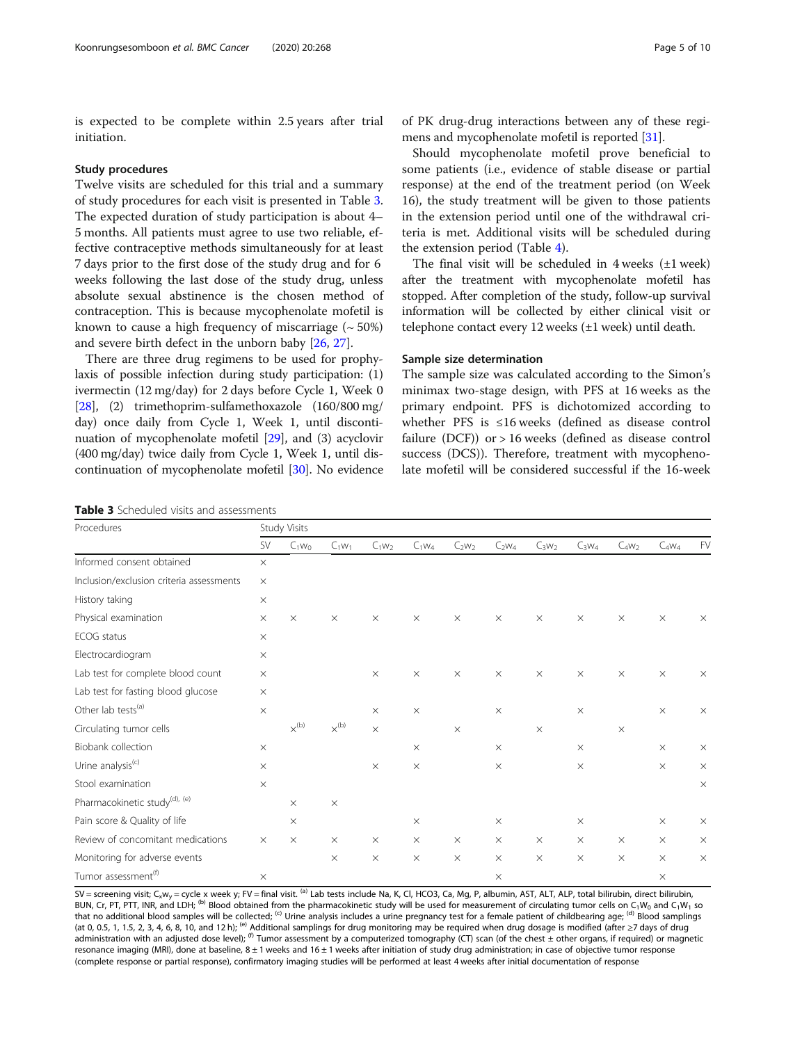is expected to be complete within 2.5 years after trial initiation.

### Study procedures

Twelve visits are scheduled for this trial and a summary of study procedures for each visit is presented in Table 3. The expected duration of study participation is about 4–5 months. All patients must agree to use two reliable, effective contraceptive methods simultaneously for at least 7 days prior to the first dose of the study drug and for 6 weeks following the last dose of the study drug, unless absolute sexual abstinence is the chosen method of contraception. This is because mycophenolate mofetil is known to cause a high frequency of miscarriage (~ 50%) and severe birth defect in the unborn baby [26, 27].

There are three drug regimens to be used for prophylaxis of possible infection during study participation: (1) ivermectin (12 mg/day) for 2 days before Cycle 1, Week 0 [28], (2) trimethoprim-sulfamethoxazole (160/800 mg/day) once daily from Cycle 1, Week 1, until discontinuation of mycophenolate mofetil [29], and (3) acyclovir (400 mg/day) twice daily from Cycle 1, Week 1, until discontinuation of mycophenolate mofetil [30]. No evidence of PK drug-drug interactions between any of these regimens and mycophenolate mofetil is reported [31].

Should mycophenolate mofetil prove beneficial to some patients (i.e., evidence of stable disease or partial response) at the end of the treatment period (on Week 16), the study treatment will be given to those patients in the extension period until one of the withdrawal criteria is met. Additional visits will be scheduled during the extension period (Table 4).

The final visit will be scheduled in 4 weeks (±1 week) after the treatment with mycophenolate mofetil has stopped. After completion of the study, follow-up survival information will be collected by either clinical visit or telephone contact every 12 weeks (±1 week) until death.

### Sample size determination

The sample size was calculated according to the Simon's minimax two-stage design, with PFS at 16 weeks as the primary endpoint. PFS is dichotomized according to whether PFS is ≤16 weeks (defined as disease control failure (DCF)) or > 16 weeks (defined as disease control success (DCS)). Therefore, treatment with mycophenolate mofetil will be considered successful if the 16-week

**Table 3** Scheduled visits and assessments

| Procedures | Study Visits | | | | | | | | | | | |
|---|---|---|---|---|---|---|---|---|---|---|---|---|
| | SV | $C_1W_0$ | $C_1W_1$ | $C_1W_2$ | $C_1W_4$ | $C_2W_2$ | $C_2W_4$ | $C_3W_2$ | $C_3W_4$ | $C_4W_2$ | $C_4W_4$ | FV |
| Informed consent obtained | × | | | | | | | | | | | |
| Inclusion/exclusion criteria assessments | × | | | | | | | | | | | |
| History taking | × | | | | | | | | | | | |
| Physical examination | × | × | × | × | × | × | × | × | × | × | × | × |
| ECOG status | × | | | | | | | | | | | |
| Electrocardiogram | × | | | | | | | | | | | |
| Lab test for complete blood count | × | | | × | × | × | × | × | × | × | × | × |
| Lab test for fasting blood glucose | × | | | | | | | | | | | |
| Other lab tests[a] | × | | | × | × | | × | | × | | × | × |
| Circulating tumor cells | | ×[b] | ×[b] | × | | × | | × | | × | | |
| Biobank collection | × | | | | × | | × | | × | | × | × |
| Urine analysis[c] | × | | | × | × | | × | | × | | × | × |
| Stool examination | × | | | | | | | | | | | × |
| Pharmacokinetic study[d], [e] | | × | × | | | | | | | | | |
| Pain score & Quality of life | | × | | | × | | × | | × | | × | × |
| Review of concomitant medications | × | × | × | × | × | × | × | × | × | × | × | × |
| Monitoring for adverse events | | | × | × | × | × | × | × | × | × | × | × |
| Tumor assessment[f] | × | | | | | | × | | | | × | |

SV = screening visit; $C_xw_y$ = cycle x week y; FV = final visit. [a] Lab tests include Na, K, Cl, HCO3, Ca, Mg, P, albumin, AST, ALT, ALP, total bilirubin, direct bilirubin, BUN, Cr, PT, PTT, INR, and LDH; [b] Blood obtained from the pharmacokinetic study will be used for measurement of circulating tumor cells on $C_1W_0$ and $C_1W_1$ so that no additional blood samples will be collected; [c] Urine analysis includes a urine pregnancy test for a female patient of childbearing age; [d] Blood samplings (at 0, 0.5, 1, 1.5, 2, 3, 4, 6, 8, 10, and 12 h); [e] Additional samplings for drug monitoring may be required when drug dosage is modified (after ≥7 days of drug administration with an adjusted dose level); [f] Tumor assessment by a computerized tomography (CT) scan (of the chest ± other organs, if required) or magnetic resonance imaging (MRI), done at baseline, 8 ± 1 weeks and 16 ± 1 weeks after initiation of study drug administration; in case of objective tumor response (complete response or partial response), confirmatory imaging studies will be performed at least 4 weeks after initial documentation of response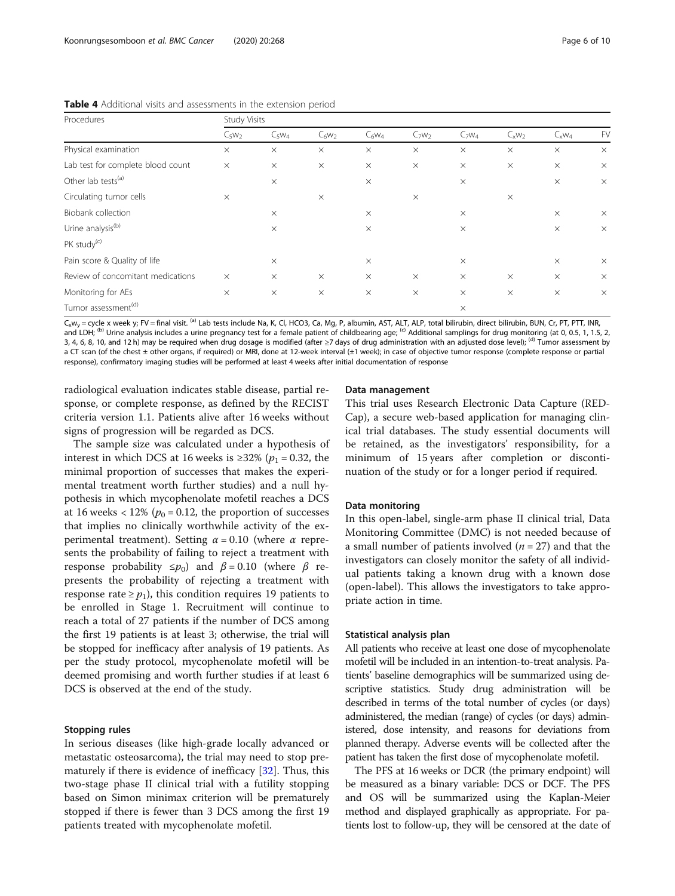**Table 4** Additional visits and assessments in the extension period

| Procedures | Study Visits | | | | | | | | |
|---|---|---|---|---|---|---|---|---|---|
| | $C_5w_2$ | $C_5w_4$ | $C_6w_2$ | $C_6w_4$ | $C_7w_2$ | $C_7w_4$ | $C_xw_2$ | $C_xw_4$ | FV |
| Physical examination | × | × | × | × | × | × | × | × | × |
| Lab test for complete blood count | × | × | × | × | × | × | × | × | × |
| Other lab tests[(a)] | | × | | × | | × | | × | × |
| Circulating tumor cells | × | | × | | × | | × | | |
| Biobank collection | | × | | × | | × | | × | × |
| Urine analysis[(b)] | | × | | × | | × | | × | × |
| PK study[(c)] | | | | | | | | | |
| Pain score & Quality of life | | × | | × | | × | | × | × |
| Review of concomitant medications | × | × | × | × | × | × | × | × | × |
| Monitoring for AEs | × | × | × | × | × | × | × | × | × |
| Tumor assessment[(d)] | | | | | | × | | | |

$C_xw_y$ = cycle x week y; FV = final visit. [(a)] Lab tests include Na, K, Cl, HCO3, Ca, Mg, P, albumin, AST, ALT, ALP, total bilirubin, direct bilirubin, BUN, Cr, PT, PTT, INR, and LDH; [(b)] Urine analysis includes a urine pregnancy test for a female patient of childbearing age; [(c)] Additional samplings for drug monitoring (at 0, 0.5, 1, 1.5, 2, 3, 4, 6, 8, 10, and 12 h) may be required when drug dosage is modified (after ≥7 days of drug administration with an adjusted dose level); [(d)] Tumor assessment by a CT scan (of the chest ± other organs, if required) or MRI, done at 12-week interval (±1 week); in case of objective tumor response (complete response or partial response), confirmatory imaging studies will be performed at least 4 weeks after initial documentation of response

radiological evaluation indicates stable disease, partial response, or complete response, as defined by the RECIST criteria version 1.1. Patients alive after 16 weeks without signs of progression will be regarded as DCS.

The sample size was calculated under a hypothesis of interest in which DCS at 16 weeks is ≥32% ($p_1 = 0.32$, the minimal proportion of successes that makes the experimental treatment worth further studies) and a null hypothesis in which mycophenolate mofetil reaches a DCS at 16 weeks < 12% ($p_0 = 0.12$, the proportion of successes that implies no clinically worthwhile activity of the experimental treatment). Setting $\alpha = 0.10$ (where $\alpha$ represents the probability of failing to reject a treatment with response probability $\leq p_0$) and $\beta = 0.10$ (where $\beta$ represents the probability of rejecting a treatment with response rate $\geq p_1$), this condition requires 19 patients to be enrolled in Stage 1. Recruitment will continue to reach a total of 27 patients if the number of DCS among the first 19 patients is at least 3; otherwise, the trial will be stopped for inefficacy after analysis of 19 patients. As per the study protocol, mycophenolate mofetil will be deemed promising and worth further studies if at least 6 DCS is observed at the end of the study.

### Stopping rules

In serious diseases (like high-grade locally advanced or metastatic osteosarcoma), the trial may need to stop prematurely if there is evidence of inefficacy [32]. Thus, this two-stage phase II clinical trial with a futility stopping based on Simon minimax criterion will be prematurely stopped if there is fewer than 3 DCS among the first 19 patients treated with mycophenolate mofetil.

### Data management

This trial uses Research Electronic Data Capture (REDCap), a secure web-based application for managing clinical trial databases. The study essential documents will be retained, as the investigators' responsibility, for a minimum of 15 years after completion or discontinuation of the study or for a longer period if required.

### Data monitoring

In this open-label, single-arm phase II clinical trial, Data Monitoring Committee (DMC) is not needed because of a small number of patients involved ($n = 27$) and that the investigators can closely monitor the safety of all individual patients taking a known drug with a known dose (open-label). This allows the investigators to take appropriate action in time.

### Statistical analysis plan

All patients who receive at least one dose of mycophenolate mofetil will be included in an intention-to-treat analysis. Patients' baseline demographics will be summarized using descriptive statistics. Study drug administration will be described in terms of the total number of cycles (or days) administered, the median (range) of cycles (or days) administered, dose intensity, and reasons for deviations from planned therapy. Adverse events will be collected after the patient has taken the first dose of mycophenolate mofetil.

The PFS at 16 weeks or DCR (the primary endpoint) will be measured as a binary variable: DCS or DCF. The PFS and OS will be summarized using the Kaplan-Meier method and displayed graphically as appropriate. For patients lost to follow-up, they will be censored at the date of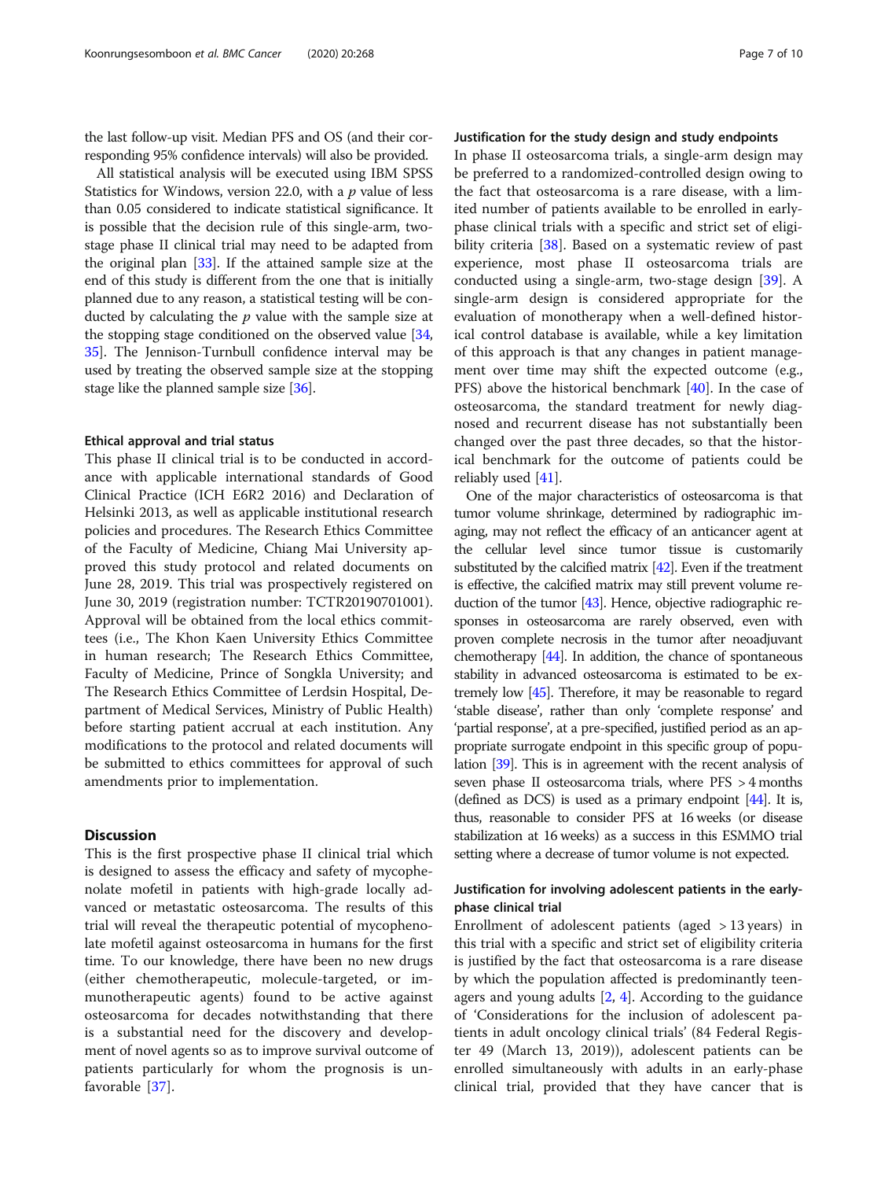the last follow-up visit. Median PFS and OS (and their corresponding 95% confidence intervals) will also be provided.

All statistical analysis will be executed using IBM SPSS Statistics for Windows, version 22.0, with a $p$ value of less than 0.05 considered to indicate statistical significance. It is possible that the decision rule of this single-arm, two-stage phase II clinical trial may need to be adapted from the original plan [33]. If the attained sample size at the end of this study is different from the one that is initially planned due to any reason, a statistical testing will be conducted by calculating the $p$ value with the sample size at the stopping stage conditioned on the observed value [34, 35]. The Jennison-Turnbull confidence interval may be used by treating the observed sample size at the stopping stage like the planned sample size [36].

### Ethical approval and trial status

This phase II clinical trial is to be conducted in accordance with applicable international standards of Good Clinical Practice (ICH E6R2 2016) and Declaration of Helsinki 2013, as well as applicable institutional research policies and procedures. The Research Ethics Committee of the Faculty of Medicine, Chiang Mai University approved this study protocol and related documents on June 28, 2019. This trial was prospectively registered on June 30, 2019 (registration number: TCTR20190701001). Approval will be obtained from the local ethics committees (i.e., The Khon Kaen University Ethics Committee in human research; The Research Ethics Committee, Faculty of Medicine, Prince of Songkla University; and The Research Ethics Committee of Lerdsin Hospital, Department of Medical Services, Ministry of Public Health) before starting patient accrual at each institution. Any modifications to the protocol and related documents will be submitted to ethics committees for approval of such amendments prior to implementation.

## Discussion

This is the first prospective phase II clinical trial which is designed to assess the efficacy and safety of mycophenolate mofetil in patients with high-grade locally advanced or metastatic osteosarcoma. The results of this trial will reveal the therapeutic potential of mycophenolate mofetil against osteosarcoma in humans for the first time. To our knowledge, there have been no new drugs (either chemotherapeutic, molecule-targeted, or immunotherapeutic agents) found to be active against osteosarcoma for decades notwithstanding that there is a substantial need for the discovery and development of novel agents so as to improve survival outcome of patients particularly for whom the prognosis is unfavorable [37].

### Justification for the study design and study endpoints

In phase II osteosarcoma trials, a single-arm design may be preferred to a randomized-controlled design owing to the fact that osteosarcoma is a rare disease, with a limited number of patients available to be enrolled in early-phase clinical trials with a specific and strict set of eligibility criteria [38]. Based on a systematic review of past experience, most phase II osteosarcoma trials are conducted using a single-arm, two-stage design [39]. A single-arm design is considered appropriate for the evaluation of monotherapy when a well-defined historical control database is available, while a key limitation of this approach is that any changes in patient management over time may shift the expected outcome (e.g., PFS) above the historical benchmark [40]. In the case of osteosarcoma, the standard treatment for newly diagnosed and recurrent disease has not substantially been changed over the past three decades, so that the historical benchmark for the outcome of patients could be reliably used [41].

One of the major characteristics of osteosarcoma is that tumor volume shrinkage, determined by radiographic imaging, may not reflect the efficacy of an anticancer agent at the cellular level since tumor tissue is customarily substituted by the calcified matrix [42]. Even if the treatment is effective, the calcified matrix may still prevent volume reduction of the tumor [43]. Hence, objective radiographic responses in osteosarcoma are rarely observed, even with proven complete necrosis in the tumor after neoadjuvant chemotherapy [44]. In addition, the chance of spontaneous stability in advanced osteosarcoma is estimated to be extremely low [45]. Therefore, it may be reasonable to regard 'stable disease', rather than only 'complete response' and 'partial response', at a pre-specified, justified period as an appropriate surrogate endpoint in this specific group of population [39]. This is in agreement with the recent analysis of seven phase II osteosarcoma trials, where PFS > 4 months (defined as DCS) is used as a primary endpoint [44]. It is, thus, reasonable to consider PFS at 16 weeks (or disease stabilization at 16 weeks) as a success in this ESMMO trial setting where a decrease of tumor volume is not expected.

### Justification for involving adolescent patients in the early-phase clinical trial

Enrollment of adolescent patients (aged > 13 years) in this trial with a specific and strict set of eligibility criteria is justified by the fact that osteosarcoma is a rare disease by which the population affected is predominantly teenagers and young adults [2, 4]. According to the guidance of 'Considerations for the inclusion of adolescent patients in adult oncology clinical trials' (84 Federal Register 49 (March 13, 2019)), adolescent patients can be enrolled simultaneously with adults in an early-phase clinical trial, provided that they have cancer that is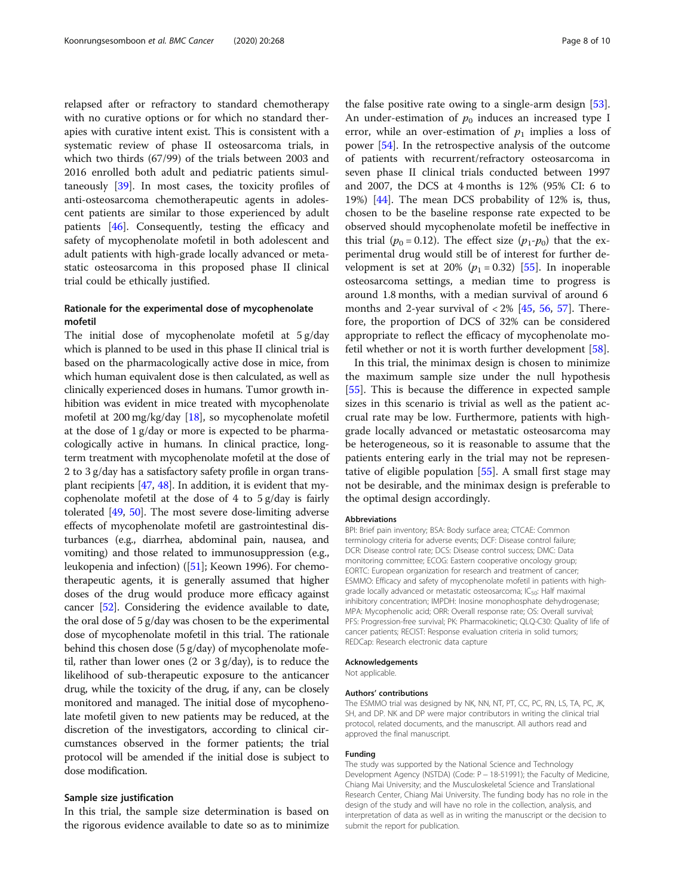relapsed after or refractory to standard chemotherapy with no curative options or for which no standard therapies with curative intent exist. This is consistent with a systematic review of phase II osteosarcoma trials, in which two thirds (67/99) of the trials between 2003 and 2016 enrolled both adult and pediatric patients simultaneously [39]. In most cases, the toxicity profiles of anti-osteosarcoma chemotherapeutic agents in adolescent patients are similar to those experienced by adult patients [46]. Consequently, testing the efficacy and safety of mycophenolate mofetil in both adolescent and adult patients with high-grade locally advanced or metastatic osteosarcoma in this proposed phase II clinical trial could be ethically justified.

## Rationale for the experimental dose of mycophenolate mofetil

The initial dose of mycophenolate mofetil at 5 g/day which is planned to be used in this phase II clinical trial is based on the pharmacologically active dose in mice, from which human equivalent dose is then calculated, as well as clinically experienced doses in humans. Tumor growth inhibition was evident in mice treated with mycophenolate mofetil at 200 mg/kg/day [18], so mycophenolate mofetil at the dose of 1 g/day or more is expected to be pharmacologically active in humans. In clinical practice, long-term treatment with mycophenolate mofetil at the dose of 2 to 3 g/day has a satisfactory safety profile in organ transplant recipients [47, 48]. In addition, it is evident that mycophenolate mofetil at the dose of 4 to 5 g/day is fairly tolerated [49, 50]. The most severe dose-limiting adverse effects of mycophenolate mofetil are gastrointestinal disturbances (e.g., diarrhea, abdominal pain, nausea, and vomiting) and those related to immunosuppression (e.g., leukopenia and infection) ([51]; Keown 1996). For chemotherapeutic agents, it is generally assumed that higher doses of the drug would produce more efficacy against cancer [52]. Considering the evidence available to date, the oral dose of 5 g/day was chosen to be the experimental dose of mycophenolate mofetil in this trial. The rationale behind this chosen dose (5 g/day) of mycophenolate mofetil, rather than lower ones (2 or 3 g/day), is to reduce the likelihood of sub-therapeutic exposure to the anticancer drug, while the toxicity of the drug, if any, can be closely monitored and managed. The initial dose of mycophenolate mofetil given to new patients may be reduced, at the discretion of the investigators, according to clinical circumstances observed in the former patients; the trial protocol will be amended if the initial dose is subject to dose modification.

## Sample size justification

In this trial, the sample size determination is based on the rigorous evidence available to date so as to minimize the false positive rate owing to a single-arm design [53]. An under-estimation of $p_0$ induces an increased type I error, while an over-estimation of $p_1$ implies a loss of power [54]. In the retrospective analysis of the outcome of patients with recurrent/refractory osteosarcoma in seven phase II clinical trials conducted between 1997 and 2007, the DCS at 4 months is 12% (95% CI: 6 to 19%) [44]. The mean DCS probability of 12% is, thus, chosen to be the baseline response rate expected to be observed should mycophenolate mofetil be ineffective in this trial ($p_0 = 0.12$). The effect size ($p_1$-$p_0$) that the experimental drug would still be of interest for further development is set at 20% ($p_1 = 0.32$) [55]. In inoperable osteosarcoma settings, a median time to progress is around 1.8 months, with a median survival of around 6 months and 2-year survival of < 2% [45, 56, 57]. Therefore, the proportion of DCS of 32% can be considered appropriate to reflect the efficacy of mycophenolate mofetil whether or not it is worth further development [58].

In this trial, the minimax design is chosen to minimize the maximum sample size under the null hypothesis [55]. This is because the difference in expected sample sizes in this scenario is trivial as well as the patient accrual rate may be low. Furthermore, patients with high-grade locally advanced or metastatic osteosarcoma may be heterogeneous, so it is reasonable to assume that the patients entering early in the trial may not be representative of eligible population [55]. A small first stage may not be desirable, and the minimax design is preferable to the optimal design accordingly.

### Abbreviations

BPI: Brief pain inventory; BSA: Body surface area; CTCAE: Common terminology criteria for adverse events; DCF: Disease control failure; DCR: Disease control rate; DCS: Disease control success; DMC: Data monitoring committee; ECOG: Eastern cooperative oncology group; EORTC: European organization for research and treatment of cancer; ESMMO: Efficacy and safety of mycophenolate mofetil in patients with high-grade locally advanced or metastatic osteosarcoma; $IC_{50}$: Half maximal inhibitory concentration; IMPDH: Inosine monophosphate dehydrogenase; MPA: Mycophenolic acid; ORR: Overall response rate; OS: Overall survival; PFS: Progression-free survival; PK: Pharmacokinetic; QLQ-C30: Quality of life of cancer patients; RECIST: Response evaluation criteria in solid tumors; REDCap: Research electronic data capture

### Acknowledgements

Not applicable.

### Authors' contributions

The ESMMO trial was designed by NK, NN, NT, PT, CC, PC, RN, LS, TA, PC, JK, SH, and DP. NK and DP were major contributors in writing the clinical trial protocol, related documents, and the manuscript. All authors read and approved the final manuscript.

### Funding

The study was supported by the National Science and Technology Development Agency (NSTDA) (Code: P – 18-51991); the Faculty of Medicine, Chiang Mai University; and the Musculoskeletal Science and Translational Research Center, Chiang Mai University. The funding body has no role in the design of the study and will have no role in the collection, analysis, and interpretation of data as well as in writing the manuscript or the decision to submit the report for publication.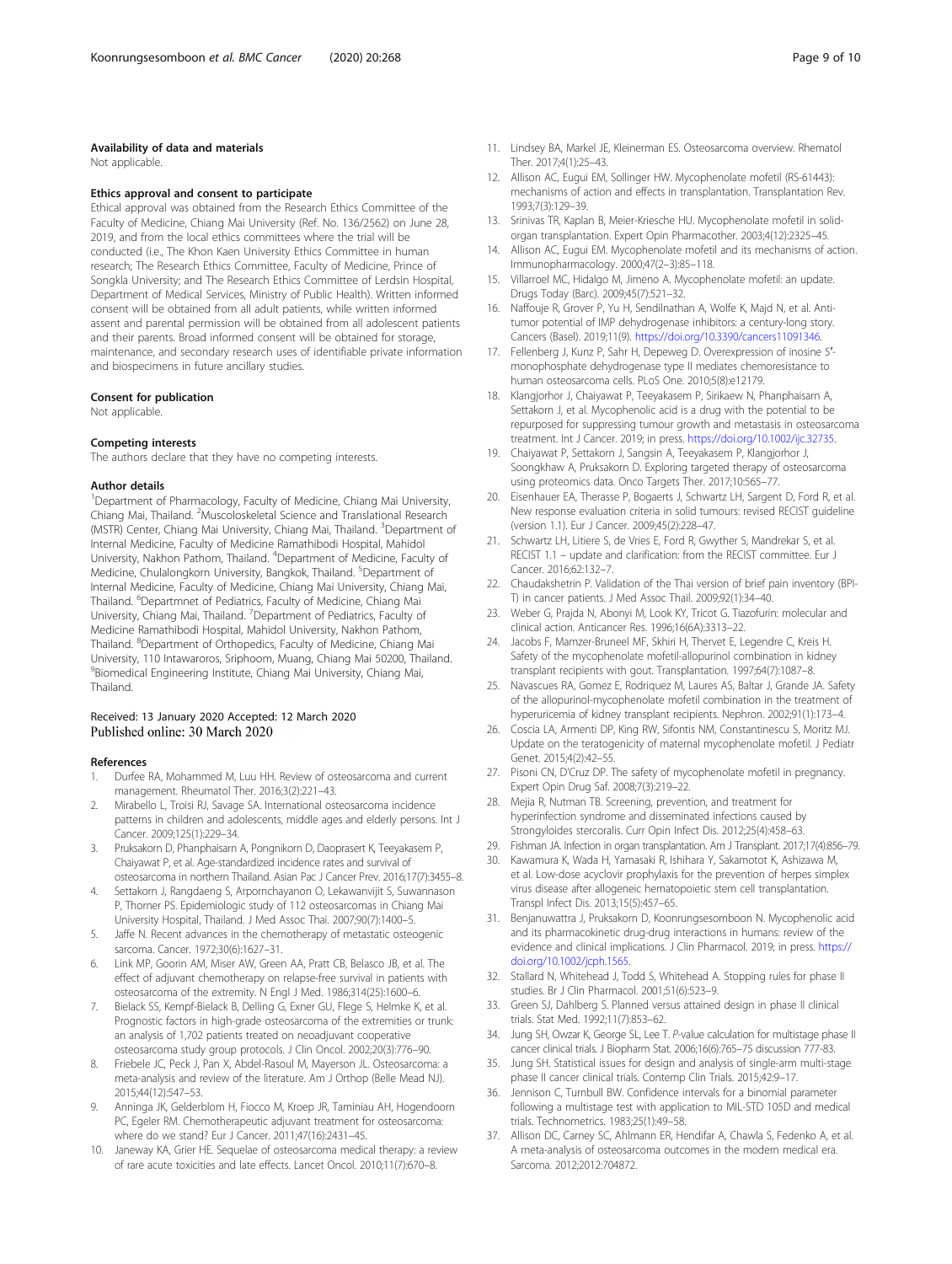### Availability of data and materials

Not applicable.

### Ethics approval and consent to participate

Ethical approval was obtained from the Research Ethics Committee of the Faculty of Medicine, Chiang Mai University (Ref. No. 136/2562) on June 28, 2019, and from the local ethics committees where the trial will be conducted (i.e., The Khon Kaen University Ethics Committee in human research; The Research Ethics Committee, Faculty of Medicine, Prince of Songkla University; and The Research Ethics Committee of Lerdsin Hospital, Department of Medical Services, Ministry of Public Health). Written informed consent will be obtained from all adult patients, while written informed assent and parental permission will be obtained from all adolescent patients and their parents. Broad informed consent will be obtained for storage, maintenance, and secondary research uses of identifiable private information and biospecimens in future ancillary studies.

### Consent for publication

Not applicable.

### Competing interests

The authors declare that they have no competing interests.

### Author details

[1]Department of Pharmacology, Faculty of Medicine, Chiang Mai University, Chiang Mai, Thailand. [2]Muscoloskeletal Science and Translational Research (MSTR) Center, Chiang Mai University, Chiang Mai, Thailand. [3]Department of Internal Medicine, Faculty of Medicine Ramathibodi Hospital, Mahidol University, Nakhon Pathom, Thailand. [4]Department of Medicine, Faculty of Medicine, Chulalongkorn University, Bangkok, Thailand. [5]Department of Internal Medicine, Faculty of Medicine, Chiang Mai University, Chiang Mai, Thailand. [6]Departmnet of Pediatrics, Faculty of Medicine, Chiang Mai University, Chiang Mai, Thailand. [7]Department of Pediatrics, Faculty of Medicine Ramathibodi Hospital, Mahidol University, Nakhon Pathom, Thailand. [8]Department of Orthopedics, Faculty of Medicine, Chiang Mai University, 110 Intawaroros, Sriphoom, Muang, Chiang Mai 50200, Thailand. [9]Biomedical Engineering Institute, Chiang Mai University, Chiang Mai, Thailand.

Received: 13 January 2020 Accepted: 12 March 2020
Published online: 30 March 2020

### References

1. Durfee RA, Mohammed M, Luu HH. Review of osteosarcoma and current management. Rheumatol Ther. 2016;3(2):221–43.
2. Mirabello L, Troisi RJ, Savage SA. International osteosarcoma incidence patterns in children and adolescents, middle ages and elderly persons. Int J Cancer. 2009;125(1):229–34.
3. Pruksakorn D, Phanphaisarn A, Pongnikorn D, Daoprasert K, Teeyakasem P, Chaiyawat P, et al. Age-standardized incidence rates and survival of osteosarcoma in northern Thailand. Asian Pac J Cancer Prev. 2016;17(7):3455–8.
4. Settakorn J, Rangdaeng S, Arpornchayanon O, Lekawanvijit S, Suwannason P, Thorner PS. Epidemiologic study of 112 osteosarcomas in Chiang Mai University Hospital, Thailand. J Med Assoc Thai. 2007;90(7):1400–5.
5. Jaffe N. Recent advances in the chemotherapy of metastatic osteogenic sarcoma. Cancer. 1972;30(6):1627–31.
6. Link MP, Goorin AM, Miser AW, Green AA, Pratt CB, Belasco JB, et al. The effect of adjuvant chemotherapy on relapse-free survival in patients with osteosarcoma of the extremity. N Engl J Med. 1986;314(25):1600–6.
7. Bielack SS, Kempf-Bielack B, Delling G, Exner GU, Flege S, Helmke K, et al. Prognostic factors in high-grade osteosarcoma of the extremities or trunk: an analysis of 1,702 patients treated on neoadjuvant cooperative osteosarcoma study group protocols. J Clin Oncol. 2002;20(3):776–90.
8. Friebele JC, Peck J, Pan X, Abdel-Rasoul M, Mayerson JL. Osteosarcoma: a meta-analysis and review of the literature. Am J Orthop (Belle Mead NJ). 2015;44(12):547–53.
9. Anninga JK, Gelderblom H, Fiocco M, Kroep JR, Taminiau AH, Hogendoorn PC, Egeler RM. Chemotherapeutic adjuvant treatment for osteosarcoma: where do we stand? Eur J Cancer. 2011;47(16):2431–45.
10. Janeway KA, Grier HE. Sequelae of osteosarcoma medical therapy: a review of rare acute toxicities and late effects. Lancet Oncol. 2010;11(7):670–8.
11. Lindsey BA, Markel JE, Kleinerman ES. Osteosarcoma overview. Rheumatol Ther. 2017;4(1):25–43.
12. Allison AC, Eugui EM, Sollinger HW. Mycophenolate mofetil (RS-61443): mechanisms of action and effects in transplantation. Transplantation Rev. 1993;7(3):129–39.
13. Srinivas TR, Kaplan B, Meier-Kriesche HU. Mycophenolate mofetil in solid-organ transplantation. Expert Opin Pharmacother. 2003;4(12):2325–45.
14. Allison AC, Eugui EM. Mycophenolate mofetil and its mechanisms of action. Immunopharmacology. 2000;47(2–3):85–118.
15. Villarroel MC, Hidalgo M, Jimeno A. Mycophenolate mofetil: an update. Drugs Today (Barc). 2009;45(7):521–32.
16. Naffouje R, Grover P, Yu H, Sendilnathan A, Wolfe K, Majd N, et al. Anti-tumor potential of IMP dehydrogenase inhibitors: a century-long story. Cancers (Basel). 2019;11(9). https://doi.org/10.3390/cancers11091346.
17. Fellenberg J, Kunz P, Sahr H, Depeweg D. Overexpression of inosine 5′-monophosphate dehydrogenase type II mediates chemoresistance to human osteosarcoma cells. PLoS One. 2010;5(8):e12179.
18. Klangjorhor J, Chaiyawat P, Teeyakasem P, Sirikaew N, Phanphaisarn A, Settakorn J, et al. Mycophenolic acid is a drug with the potential to be repurposed for suppressing tumour growth and metastasis in osteosarcoma treatment. Int J Cancer. 2019; in press. https://doi.org/10.1002/ijc.32735.
19. Chaiyawat P, Settakorn J, Sangsin A, Teeyakasem P, Klangjorhor J, Soongkhaw A, Pruksakorn D. Exploring targeted therapy of osteosarcoma using proteomics data. Onco Targets Ther. 2017;10:565–77.
20. Eisenhauer EA, Therasse P, Bogaerts J, Schwartz LH, Sargent D, Ford R, et al. New response evaluation criteria in solid tumours: revised RECIST guideline (version 1.1). Eur J Cancer. 2009;45(2):228–47.
21. Schwartz LH, Litiere S, de Vries E, Ford R, Gwyther S, Mandrekar S, et al. RECIST 1.1 – update and clarification: from the RECIST committee. Eur J Cancer. 2016;62:132–7.
22. Chaudakshetrin P. Validation of the Thai version of brief pain inventory (BPI-T) in cancer patients. J Med Assoc Thai. 2009;92(1):34–40.
23. Weber G, Prajda N, Abonyi M, Look KY, Tricot G. Tiazofurin: molecular and clinical action. Anticancer Res. 1996;16(6A):3313–22.
24. Jacobs F, Mamzer-Bruneel MF, Skhiri H, Thervet E, Legendre C, Kreis H. Safety of the mycophenolate mofetil-allopurinol combination in kidney transplant recipients with gout. Transplantation. 1997;64(7):1087–8.
25. Navascues RA, Gomez E, Rodriquez M, Laures AS, Baltar J, Grande JA. Safety of the allopurinol-mycophenolate mofetil combination in the treatment of hyperuricemia of kidney transplant recipients. Nephron. 2002;91(1):173–4.
26. Coscia LA, Armenti DP, King RW, Sifontis NM, Constantinescu S, Moritz MJ. Update on the teratogenicity of maternal mycophenolate mofetil. J Pediatr Genet. 2015;4(2):42–55.
27. Pisoni CN, D'Cruz DP. The safety of mycophenolate mofetil in pregnancy. Expert Opin Drug Saf. 2008;7(3):219–22.
28. Mejia R, Nutman TB. Screening, prevention, and treatment for hyperinfection syndrome and disseminated infections caused by Strongyloides stercoralis. Curr Opin Infect Dis. 2012;25(4):458–63.
29. Fishman JA. Infection in organ transplantation. Am J Transplant. 2017;17(4):856–79.
30. Kawamura K, Wada H, Yamasaki R, Ishihara Y, Sakamotot K, Ashizawa M, et al. Low-dose acyclovir prophylaxis for the prevention of herpes simplex virus disease after allogeneic hematopoietic stem cell transplantation. Transpl Infect Dis. 2013;15(5):457–65.
31. Benjanuwattra J, Pruksakorn D, Koonrungsesomboon N. Mycophenolic acid and its pharmacokinetic drug-drug interactions in humans: review of the evidence and clinical implications. J Clin Pharmacol. 2019; in press. https://doi.org/10.1002/jcph.1565.
32. Stallard N, Whitehead J, Todd S, Whitehead A. Stopping rules for phase II studies. Br J Clin Pharmacol. 2001;51(6):523–9.
33. Green SJ, Dahlberg S. Planned versus attained design in phase II clinical trials. Stat Med. 1992;11(7):853–62.
34. Jung SH, Owzar K, George SL, Lee T. *P*-value calculation for multistage phase II cancer clinical trials. J Biopharm Stat. 2006;16(6):765–75 discussion 777-83.
35. Jung SH. Statistical issues for design and analysis of single-arm multi-stage phase II cancer clinical trials. Contemp Clin Trials. 2015;42:9–17.
36. Jennison C, Turnbull BW. Confidence intervals for a binomial parameter following a multistage test with application to MIL-STD 105D and medical trials. Technometrics. 1983;25(1):49–58.
37. Allison DC, Carney SC, Ahlmann ER, Hendifar A, Chawla S, Fedenko A, et al. A meta-analysis of osteosarcoma outcomes in the modern medical era. Sarcoma. 2012;2012:704872.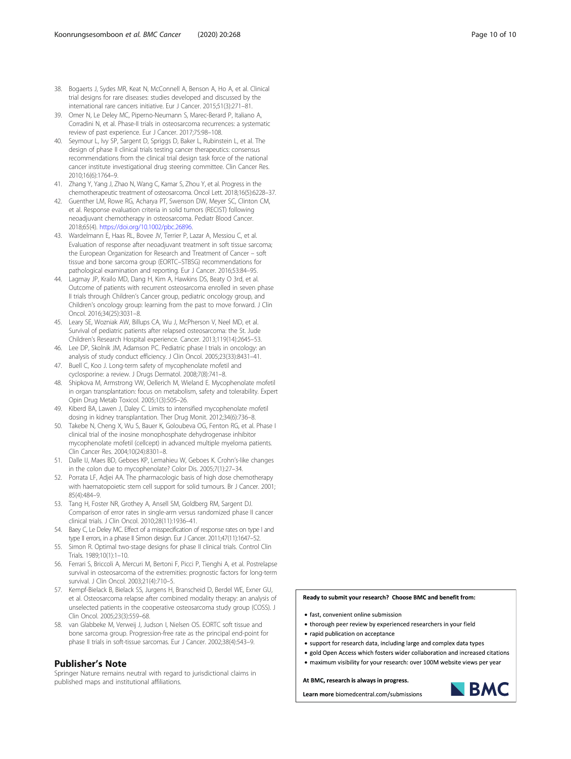38. Bogaerts J, Sydes MR, Keat N, McConnell A, Benson A, Ho A, et al. Clinical trial designs for rare diseases: studies developed and discussed by the international rare cancers initiative. Eur J Cancer. 2015;51(3):271–81.
39. Omer N, Le Deley MC, Piperno-Neumann S, Marec-Berard P, Italiano A, Corradini N, et al. Phase-II trials in osteosarcoma recurrences: a systematic review of past experience. Eur J Cancer. 2017;75:98–108.
40. Seymour L, Ivy SP, Sargent D, Spriggs D, Baker L, Rubinstein L, et al. The design of phase II clinical trials testing cancer therapeutics: consensus recommendations from the clinical trial design task force of the national cancer institute investigational drug steering committee. Clin Cancer Res. 2010;16(6):1764–9.
41. Zhang Y, Yang J, Zhao N, Wang C, Kamar S, Zhou Y, et al. Progress in the chemotherapeutic treatment of osteosarcoma. Oncol Lett. 2018;16(5):6228–37.
42. Guenther LM, Rowe RG, Acharya PT, Swenson DW, Meyer SC, Clinton CM, et al. Response evaluation criteria in solid tumors (RECIST) following neoadjuvant chemotherapy in osteosarcoma. Pediatr Blood Cancer. 2018;65(4). https://doi.org/10.1002/pbc.26896.
43. Wardelmann E, Haas RL, Bovee JV, Terrier P, Lazar A, Messiou C, et al. Evaluation of response after neoadjuvant treatment in soft tissue sarcoma; the European Organization for Research and Treatment of Cancer – soft tissue and bone sarcoma group (EORTC–STBSG) recommendations for pathological examination and reporting. Eur J Cancer. 2016;53:84–95.
44. Lagmay JP, Krailo MD, Dang H, Kim A, Hawkins DS, Beaty O 3rd, et al. Outcome of patients with recurrent osteosarcoma enrolled in seven phase II trials through Children's Cancer group, pediatric oncology group, and Children's oncology group: learning from the past to move forward. J Clin Oncol. 2016;34(25):3031–8.
45. Leary SE, Wozniak AW, Billups CA, Wu J, McPherson V, Neel MD, et al. Survival of pediatric patients after relapsed osteosarcoma: the St. Jude Children's Research Hospital experience. Cancer. 2013;119(14):2645–53.
46. Lee DP, Skolnik JM, Adamson PC. Pediatric phase I trials in oncology: an analysis of study conduct efficiency. J Clin Oncol. 2005;23(33):8431–41.
47. Buell C, Koo J. Long-term safety of mycophenolate mofetil and cyclosporine: a review. J Drugs Dermatol. 2008;7(8):741–8.
48. Shipkova M, Armstrong VW, Oellerich M, Wieland E. Mycophenolate mofetil in organ transplantation: focus on metabolism, safety and tolerability. Expert Opin Drug Metab Toxicol. 2005;1(3):505–26.
49. Kiberd BA, Lawen J, Daley C. Limits to intensified mycophenolate mofetil dosing in kidney transplantation. Ther Drug Monit. 2012;34(6):736–8.
50. Takebe N, Cheng X, Wu S, Bauer K, Goloubeva OG, Fenton RG, et al. Phase I clinical trial of the inosine monophosphate dehydrogenase inhibitor mycophenolate mofetil (cellcept) in advanced multiple myeloma patients. Clin Cancer Res. 2004;10(24):8301–8.
51. Dalle IJ, Maes BD, Geboes KP, Lemahieu W, Geboes K. Crohn's-like changes in the colon due to mycophenolate? Color Dis. 2005;7(1):27–34.
52. Porrata LF, Adjei AA. The pharmacologic basis of high dose chemotherapy with haematopoietic stem cell support for solid tumours. Br J Cancer. 2001;85(4):484–9.
53. Tang H, Foster NR, Grothey A, Ansell SM, Goldberg RM, Sargent DJ. Comparison of error rates in single-arm versus randomized phase II cancer clinical trials. J Clin Oncol. 2010;28(11):1936–41.
54. Baey C, Le Deley MC. Effect of a misspecification of response rates on type I and type II errors, in a phase II Simon design. Eur J Cancer. 2011;47(11):1647–52.
55. Simon R. Optimal two-stage designs for phase II clinical trials. Control Clin Trials. 1989;10(1):1–10.
56. Ferrari S, Briccoli A, Mercuri M, Bertoni F, Picci P, Tienghi A, et al. Postrelapse survival in osteosarcoma of the extremities: prognostic factors for long-term survival. J Clin Oncol. 2003;21(4):710–5.
57. Kempf-Bielack B, Bielack SS, Jurgens H, Branscheid D, Berdel WE, Exner GU, et al. Osteosarcoma relapse after combined modality therapy: an analysis of unselected patients in the cooperative osteosarcoma study group (COSS). J Clin Oncol. 2005;23(3):559–68.
58. van Glabbeke M, Verweij J, Judson I, Nielsen OS. EORTC soft tissue and bone sarcoma group. Progression-free rate as the principal end-point for phase II trials in soft-tissue sarcomas. Eur J Cancer. 2002;38(4):543–9.

## Publisher's Note

Springer Nature remains neutral with regard to jurisdictional claims in published maps and institutional affiliations.

**Ready to submit your research? Choose BMC and benefit from:**

- fast, convenient online submission
- thorough peer review by experienced researchers in your field
- rapid publication on acceptance
- support for research data, including large and complex data types
- gold Open Access which fosters wider collaboration and increased citations
- maximum visibility for your research: over 100M website views per year

**At BMC, research is always in progress.**

**Learn more** biomedcentral.com/submissions

BMC